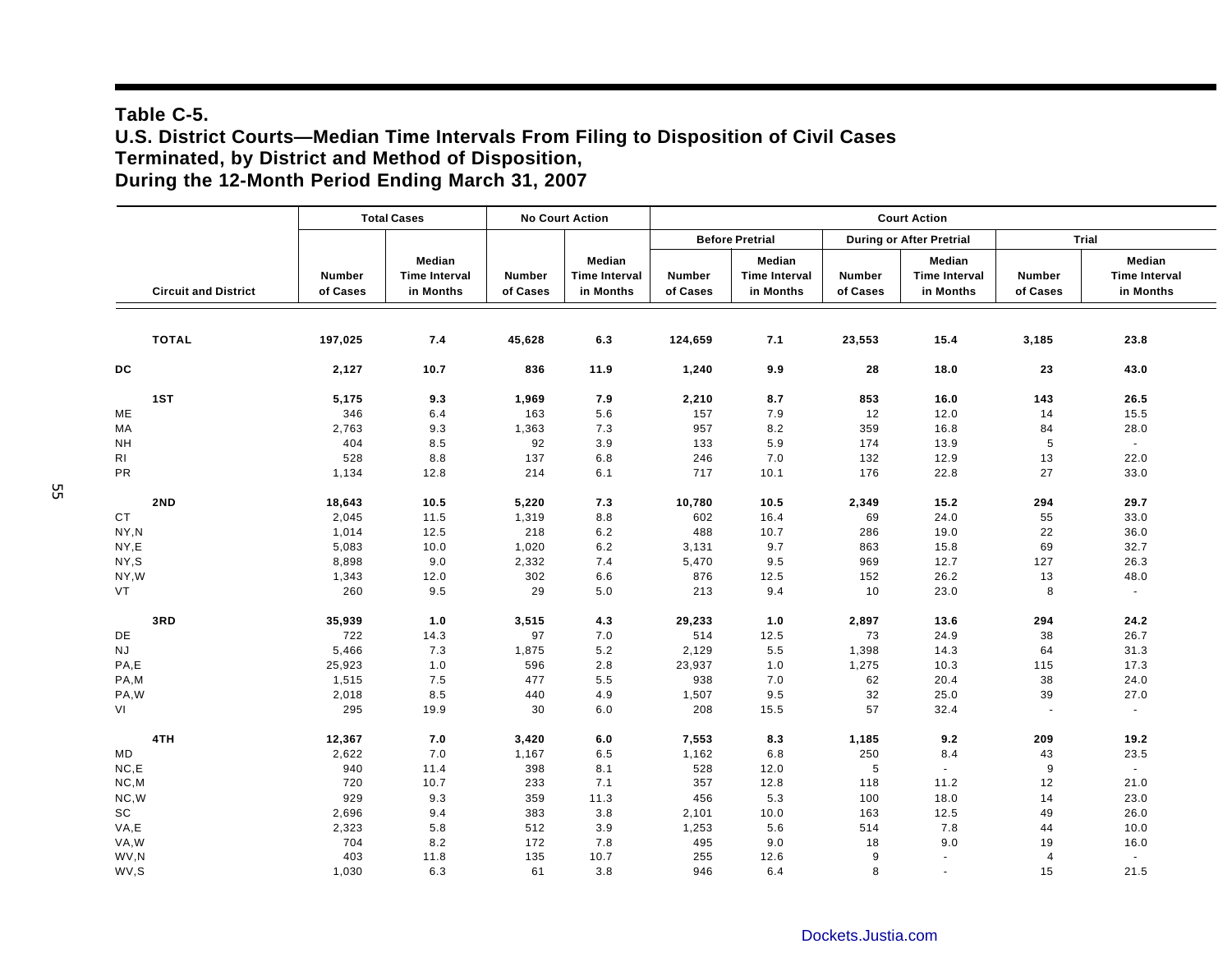**Table C-5.**
**U.S. District Courts—Median Time Intervals From Filing to Disposition of Civil Cases Terminated, by District and Method of Disposition, During the 12-Month Period Ending March 31, 2007**

| Circuit and District | Total Cases | | No Court Action | | Court Action | | | | | |
|---|---|---|---|---|---|---|---|---|---|---|
| | | | | | Before Pretrial | | During or After Pretrial | | Trial | |
| | Number of Cases | Median Time Interval in Months | Number of Cases | Median Time Interval in Months | Number of Cases | Median Time Interval in Months | Number of Cases | Median Time Interval in Months | Number of Cases | Median Time Interval in Months |
| **TOTAL** | **197,025** | **7.4** | **45,628** | **6.3** | **124,659** | **7.1** | **23,553** | **15.4** | **3,185** | **23.8** |
| **DC** | **2,127** | **10.7** | **836** | **11.9** | **1,240** | **9.9** | **28** | **18.0** | **23** | **43.0** |
| **1ST** | **5,175** | **9.3** | **1,969** | **7.9** | **2,210** | **8.7** | **853** | **16.0** | **143** | **26.5** |
| ME | 346 | 6.4 | 163 | 5.6 | 157 | 7.9 | 12 | 12.0 | 14 | 15.5 |
| MA | 2,763 | 9.3 | 1,363 | 7.3 | 957 | 8.2 | 359 | 16.8 | 84 | 28.0 |
| NH | 404 | 8.5 | 92 | 3.9 | 133 | 5.9 | 174 | 13.9 | 5 | - |
| RI | 528 | 8.8 | 137 | 6.8 | 246 | 7.0 | 132 | 12.9 | 13 | 22.0 |
| PR | 1,134 | 12.8 | 214 | 6.1 | 717 | 10.1 | 176 | 22.8 | 27 | 33.0 |
| **2ND** | **18,643** | **10.5** | **5,220** | **7.3** | **10,780** | **10.5** | **2,349** | **15.2** | **294** | **29.7** |
| CT | 2,045 | 11.5 | 1,319 | 8.8 | 602 | 16.4 | 69 | 24.0 | 55 | 33.0 |
| NY,N | 1,014 | 12.5 | 218 | 6.2 | 488 | 10.7 | 286 | 19.0 | 22 | 36.0 |
| NY,E | 5,083 | 10.0 | 1,020 | 6.2 | 3,131 | 9.7 | 863 | 15.8 | 69 | 32.7 |
| NY,S | 8,898 | 9.0 | 2,332 | 7.4 | 5,470 | 9.5 | 969 | 12.7 | 127 | 26.3 |
| NY,W | 1,343 | 12.0 | 302 | 6.6 | 876 | 12.5 | 152 | 26.2 | 13 | 48.0 |
| VT | 260 | 9.5 | 29 | 5.0 | 213 | 9.4 | 10 | 23.0 | 8 | - |
| **3RD** | **35,939** | **1.0** | **3,515** | **4.3** | **29,233** | **1.0** | **2,897** | **13.6** | **294** | **24.2** |
| DE | 722 | 14.3 | 97 | 7.0 | 514 | 12.5 | 73 | 24.9 | 38 | 26.7 |
| NJ | 5,466 | 7.3 | 1,875 | 5.2 | 2,129 | 5.5 | 1,398 | 14.3 | 64 | 31.3 |
| PA,E | 25,923 | 1.0 | 596 | 2.8 | 23,937 | 1.0 | 1,275 | 10.3 | 115 | 17.3 |
| PA,M | 1,515 | 7.5 | 477 | 5.5 | 938 | 7.0 | 62 | 20.4 | 38 | 24.0 |
| PA,W | 2,018 | 8.5 | 440 | 4.9 | 1,507 | 9.5 | 32 | 25.0 | 39 | 27.0 |
| VI | 295 | 19.9 | 30 | 6.0 | 208 | 15.5 | 57 | 32.4 | - | - |
| **4TH** | **12,367** | **7.0** | **3,420** | **6.0** | **7,553** | **8.3** | **1,185** | **9.2** | **209** | **19.2** |
| MD | 2,622 | 7.0 | 1,167 | 6.5 | 1,162 | 6.8 | 250 | 8.4 | 43 | 23.5 |
| NC,E | 940 | 11.4 | 398 | 8.1 | 528 | 12.0 | 5 | - | 9 | - |
| NC,M | 720 | 10.7 | 233 | 7.1 | 357 | 12.8 | 118 | 11.2 | 12 | 21.0 |
| NC,W | 929 | 9.3 | 359 | 11.3 | 456 | 5.3 | 100 | 18.0 | 14 | 23.0 |
| SC | 2,696 | 9.4 | 383 | 3.8 | 2,101 | 10.0 | 163 | 12.5 | 49 | 26.0 |
| VA,E | 2,323 | 5.8 | 512 | 3.9 | 1,253 | 5.6 | 514 | 7.8 | 44 | 10.0 |
| VA,W | 704 | 8.2 | 172 | 7.8 | 495 | 9.0 | 18 | 9.0 | 19 | 16.0 |
| WV,N | 403 | 11.8 | 135 | 10.7 | 255 | 12.6 | 9 | - | 4 | - |
| WV,S | 1,030 | 6.3 | 61 | 3.8 | 946 | 6.4 | 8 | - | 15 | 21.5 |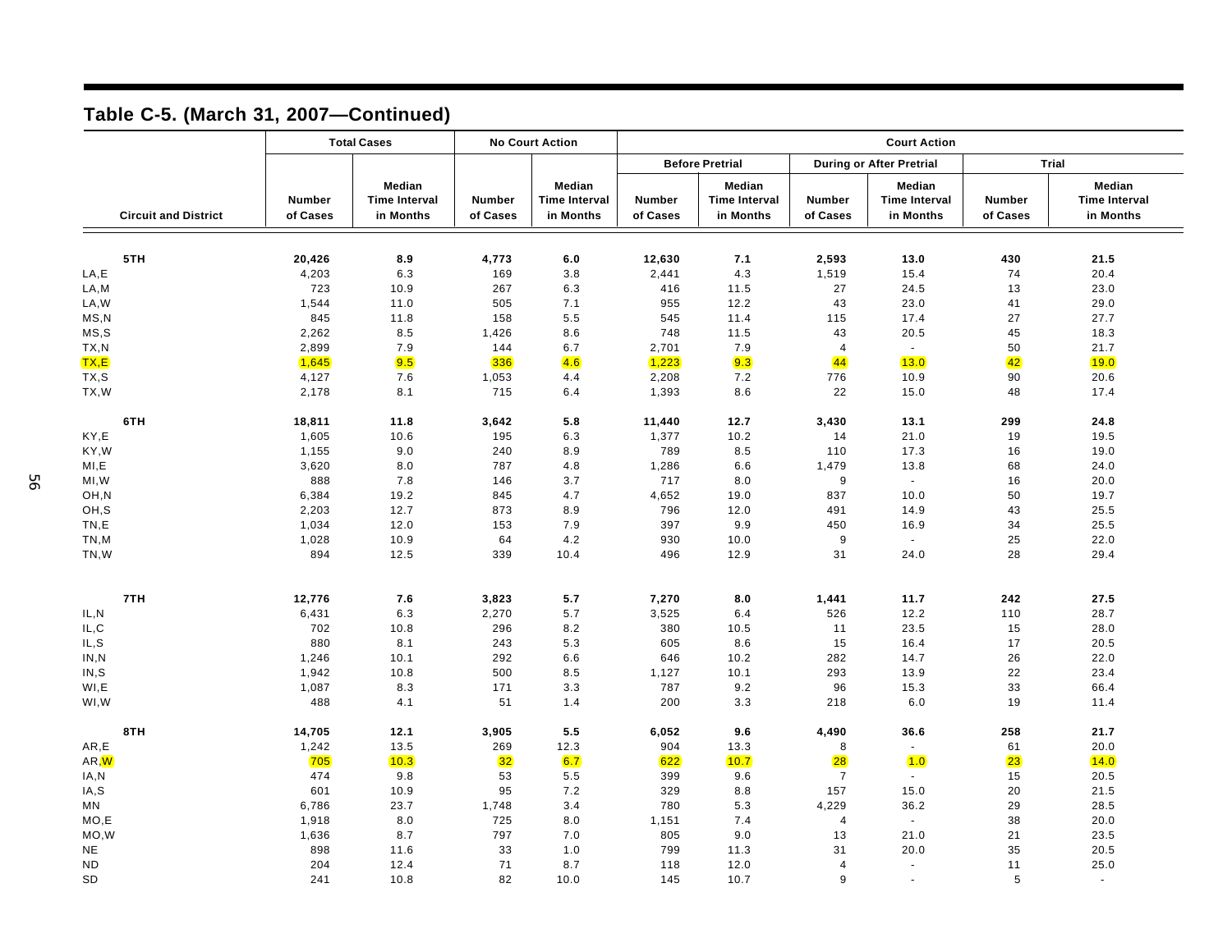## Table C-5. (March 31, 2007—Continued)

| Circuit and District | Total Cases | | No Court Action | | Court Action | | | | | |
|---|---|---|---|---|---|---|---|---|---|---|
| | | | | | Before Pretrial | | During or After Pretrial | | Trial | |
| | Number of Cases | Median Time Interval in Months | Number of Cases | Median Time Interval in Months | Number of Cases | Median Time Interval in Months | Number of Cases | Median Time Interval in Months | Number of Cases | Median Time Interval in Months |
| **5TH** | **20,426** | **8.9** | **4,773** | **6.0** | **12,630** | **7.1** | **2,593** | **13.0** | **430** | **21.5** |
| LA,E | 4,203 | 6.3 | 169 | 3.8 | 2,441 | 4.3 | 1,519 | 15.4 | 74 | 20.4 |
| LA,M | 723 | 10.9 | 267 | 6.3 | 416 | 11.5 | 27 | 24.5 | 13 | 23.0 |
| LA,W | 1,544 | 11.0 | 505 | 7.1 | 955 | 12.2 | 43 | 23.0 | 41 | 29.0 |
| MS,N | 845 | 11.8 | 158 | 5.5 | 545 | 11.4 | 115 | 17.4 | 27 | 27.7 |
| MS,S | 2,262 | 8.5 | 1,426 | 8.6 | 748 | 11.5 | 43 | 20.5 | 45 | 18.3 |
| TX,N | 2,899 | 7.9 | 144 | 6.7 | 2,701 | 7.9 | 4 | - | 50 | 21.7 |
| TX,E | 1,645 | 9.5 | 336 | 4.6 | 1,223 | 9.3 | 44 | 13.0 | 42 | 19.0 |
| TX,S | 4,127 | 7.6 | 1,053 | 4.4 | 2,208 | 7.2 | 776 | 10.9 | 90 | 20.6 |
| TX,W | 2,178 | 8.1 | 715 | 6.4 | 1,393 | 8.6 | 22 | 15.0 | 48 | 17.4 |
| **6TH** | **18,811** | **11.8** | **3,642** | **5.8** | **11,440** | **12.7** | **3,430** | **13.1** | **299** | **24.8** |
| KY,E | 1,605 | 10.6 | 195 | 6.3 | 1,377 | 10.2 | 14 | 21.0 | 19 | 19.5 |
| KY,W | 1,155 | 9.0 | 240 | 8.9 | 789 | 8.5 | 110 | 17.3 | 16 | 19.0 |
| MI,E | 3,620 | 8.0 | 787 | 4.8 | 1,286 | 6.6 | 1,479 | 13.8 | 68 | 24.0 |
| MI,W | 888 | 7.8 | 146 | 3.7 | 717 | 8.0 | 9 | - | 16 | 20.0 |
| OH,N | 6,384 | 19.2 | 845 | 4.7 | 4,652 | 19.0 | 837 | 10.0 | 50 | 19.7 |
| OH,S | 2,203 | 12.7 | 873 | 8.9 | 796 | 12.0 | 491 | 14.9 | 43 | 25.5 |
| TN,E | 1,034 | 12.0 | 153 | 7.9 | 397 | 9.9 | 450 | 16.9 | 34 | 25.5 |
| TN,M | 1,028 | 10.9 | 64 | 4.2 | 930 | 10.0 | 9 | - | 25 | 22.0 |
| TN,W | 894 | 12.5 | 339 | 10.4 | 496 | 12.9 | 31 | 24.0 | 28 | 29.4 |
| **7TH** | **12,776** | **7.6** | **3,823** | **5.7** | **7,270** | **8.0** | **1,441** | **11.7** | **242** | **27.5** |
| IL,N | 6,431 | 6.3 | 2,270 | 5.7 | 3,525 | 6.4 | 526 | 12.2 | 110 | 28.7 |
| IL,C | 702 | 10.8 | 296 | 8.2 | 380 | 10.5 | 11 | 23.5 | 15 | 28.0 |
| IL,S | 880 | 8.1 | 243 | 5.3 | 605 | 8.6 | 15 | 16.4 | 17 | 20.5 |
| IN,N | 1,246 | 10.1 | 292 | 6.6 | 646 | 10.2 | 282 | 14.7 | 26 | 22.0 |
| IN,S | 1,942 | 10.8 | 500 | 8.5 | 1,127 | 10.1 | 293 | 13.9 | 22 | 23.4 |
| WI,E | 1,087 | 8.3 | 171 | 3.3 | 787 | 9.2 | 96 | 15.3 | 33 | 66.4 |
| WI,W | 488 | 4.1 | 51 | 1.4 | 200 | 3.3 | 218 | 6.0 | 19 | 11.4 |
| **8TH** | **14,705** | **12.1** | **3,905** | **5.5** | **6,052** | **9.6** | **4,490** | **36.6** | **258** | **21.7** |
| AR,E | 1,242 | 13.5 | 269 | 12.3 | 904 | 13.3 | 8 | - | 61 | 20.0 |
| AR,W | 705 | 10.3 | 32 | 6.7 | 622 | 10.7 | 28 | 1.0 | 23 | 14.0 |
| IA,N | 474 | 9.8 | 53 | 5.5 | 399 | 9.6 | 7 | - | 15 | 20.5 |
| IA,S | 601 | 10.9 | 95 | 7.2 | 329 | 8.8 | 157 | 15.0 | 20 | 21.5 |
| MN | 6,786 | 23.7 | 1,748 | 3.4 | 780 | 5.3 | 4,229 | 36.2 | 29 | 28.5 |
| MO,E | 1,918 | 8.0 | 725 | 8.0 | 1,151 | 7.4 | 4 | - | 38 | 20.0 |
| MO,W | 1,636 | 8.7 | 797 | 7.0 | 805 | 9.0 | 13 | 21.0 | 21 | 23.5 |
| NE | 898 | 11.6 | 33 | 1.0 | 799 | 11.3 | 31 | 20.0 | 35 | 20.5 |
| ND | 204 | 12.4 | 71 | 8.7 | 118 | 12.0 | 4 | - | 11 | 25.0 |
| SD | 241 | 10.8 | 82 | 10.0 | 145 | 10.7 | 9 | - | 5 | - |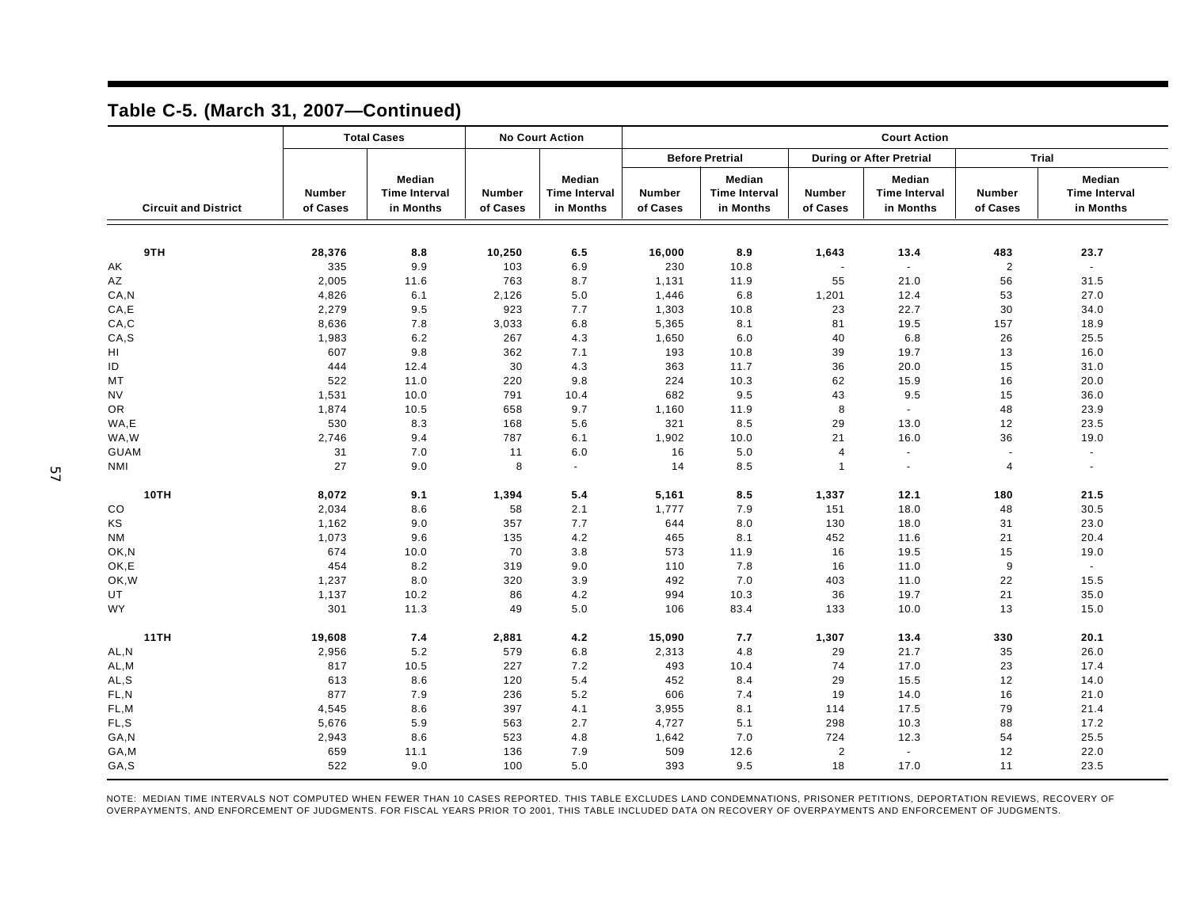## Table C-5. (March 31, 2007—Continued)

| Circuit and District | Total Cases | | No Court Action | | Court Action | | | | | |
|---|---|---|---|---|---|---|---|---|---|---|
| | | | | | Before Pretrial | | During or After Pretrial | | Trial | |
| | Number of Cases | Median Time Interval in Months | Number of Cases | Median Time Interval in Months | Number of Cases | Median Time Interval in Months | Number of Cases | Median Time Interval in Months | Number of Cases | Median Time Interval in Months |
| **9TH** | **28,376** | **8.8** | **10,250** | **6.5** | **16,000** | **8.9** | **1,643** | **13.4** | **483** | **23.7** |
| AK | 335 | 9.9 | 103 | 6.9 | 230 | 10.8 | - | - | 2 | - |
| AZ | 2,005 | 11.6 | 763 | 8.7 | 1,131 | 11.9 | 55 | 21.0 | 56 | 31.5 |
| CA,N | 4,826 | 6.1 | 2,126 | 5.0 | 1,446 | 6.8 | 1,201 | 12.4 | 53 | 27.0 |
| CA,E | 2,279 | 9.5 | 923 | 7.7 | 1,303 | 10.8 | 23 | 22.7 | 30 | 34.0 |
| CA,C | 8,636 | 7.8 | 3,033 | 6.8 | 5,365 | 8.1 | 81 | 19.5 | 157 | 18.9 |
| CA,S | 1,983 | 6.2 | 267 | 4.3 | 1,650 | 6.0 | 40 | 6.8 | 26 | 25.5 |
| HI | 607 | 9.8 | 362 | 7.1 | 193 | 10.8 | 39 | 19.7 | 13 | 16.0 |
| ID | 444 | 12.4 | 30 | 4.3 | 363 | 11.7 | 36 | 20.0 | 15 | 31.0 |
| MT | 522 | 11.0 | 220 | 9.8 | 224 | 10.3 | 62 | 15.9 | 16 | 20.0 |
| NV | 1,531 | 10.0 | 791 | 10.4 | 682 | 9.5 | 43 | 9.5 | 15 | 36.0 |
| OR | 1,874 | 10.5 | 658 | 9.7 | 1,160 | 11.9 | 8 | - | 48 | 23.9 |
| WA,E | 530 | 8.3 | 168 | 5.6 | 321 | 8.5 | 29 | 13.0 | 12 | 23.5 |
| WA,W | 2,746 | 9.4 | 787 | 6.1 | 1,902 | 10.0 | 21 | 16.0 | 36 | 19.0 |
| GUAM | 31 | 7.0 | 11 | 6.0 | 16 | 5.0 | 4 | - | - | - |
| NMI | 27 | 9.0 | 8 | - | 14 | 8.5 | 1 | - | 4 | - |
| **10TH** | **8,072** | **9.1** | **1,394** | **5.4** | **5,161** | **8.5** | **1,337** | **12.1** | **180** | **21.5** |
| CO | 2,034 | 8.6 | 58 | 2.1 | 1,777 | 7.9 | 151 | 18.0 | 48 | 30.5 |
| KS | 1,162 | 9.0 | 357 | 7.7 | 644 | 8.0 | 130 | 18.0 | 31 | 23.0 |
| NM | 1,073 | 9.6 | 135 | 4.2 | 465 | 8.1 | 452 | 11.6 | 21 | 20.4 |
| OK,N | 674 | 10.0 | 70 | 3.8 | 573 | 11.9 | 16 | 19.5 | 15 | 19.0 |
| OK,E | 454 | 8.2 | 319 | 9.0 | 110 | 7.8 | 16 | 11.0 | 9 | - |
| OK,W | 1,237 | 8.0 | 320 | 3.9 | 492 | 7.0 | 403 | 11.0 | 22 | 15.5 |
| UT | 1,137 | 10.2 | 86 | 4.2 | 994 | 10.3 | 36 | 19.7 | 21 | 35.0 |
| WY | 301 | 11.3 | 49 | 5.0 | 106 | 83.4 | 133 | 10.0 | 13 | 15.0 |
| **11TH** | **19,608** | **7.4** | **2,881** | **4.2** | **15,090** | **7.7** | **1,307** | **13.4** | **330** | **20.1** |
| AL,N | 2,956 | 5.2 | 579 | 6.8 | 2,313 | 4.8 | 29 | 21.7 | 35 | 26.0 |
| AL,M | 817 | 10.5 | 227 | 7.2 | 493 | 10.4 | 74 | 17.0 | 23 | 17.4 |
| AL,S | 613 | 8.6 | 120 | 5.4 | 452 | 8.4 | 29 | 15.5 | 12 | 14.0 |
| FL,N | 877 | 7.9 | 236 | 5.2 | 606 | 7.4 | 19 | 14.0 | 16 | 21.0 |
| FL,M | 4,545 | 8.6 | 397 | 4.1 | 3,955 | 8.1 | 114 | 17.5 | 79 | 21.4 |
| FL,S | 5,676 | 5.9 | 563 | 2.7 | 4,727 | 5.1 | 298 | 10.3 | 88 | 17.2 |
| GA,N | 2,943 | 8.6 | 523 | 4.8 | 1,642 | 7.0 | 724 | 12.3 | 54 | 25.5 |
| GA,M | 659 | 11.1 | 136 | 7.9 | 509 | 12.6 | 2 | - | 12 | 22.0 |
| GA,S | 522 | 9.0 | 100 | 5.0 | 393 | 9.5 | 18 | 17.0 | 11 | 23.5 |

NOTE: MEDIAN TIME INTERVALS NOT COMPUTED WHEN FEWER THAN 10 CASES REPORTED. THIS TABLE EXCLUDES LAND CONDEMNATIONS, PRISONER PETITIONS, DEPORTATION REVIEWS, RECOVERY OF OVERPAYMENTS, AND ENFORCEMENT OF JUDGMENTS. FOR FISCAL YEARS PRIOR TO 2001, THIS TABLE INCLUDED DATA ON RECOVERY OF OVERPAYMENTS AND ENFORCEMENT OF JUDGMENTS.